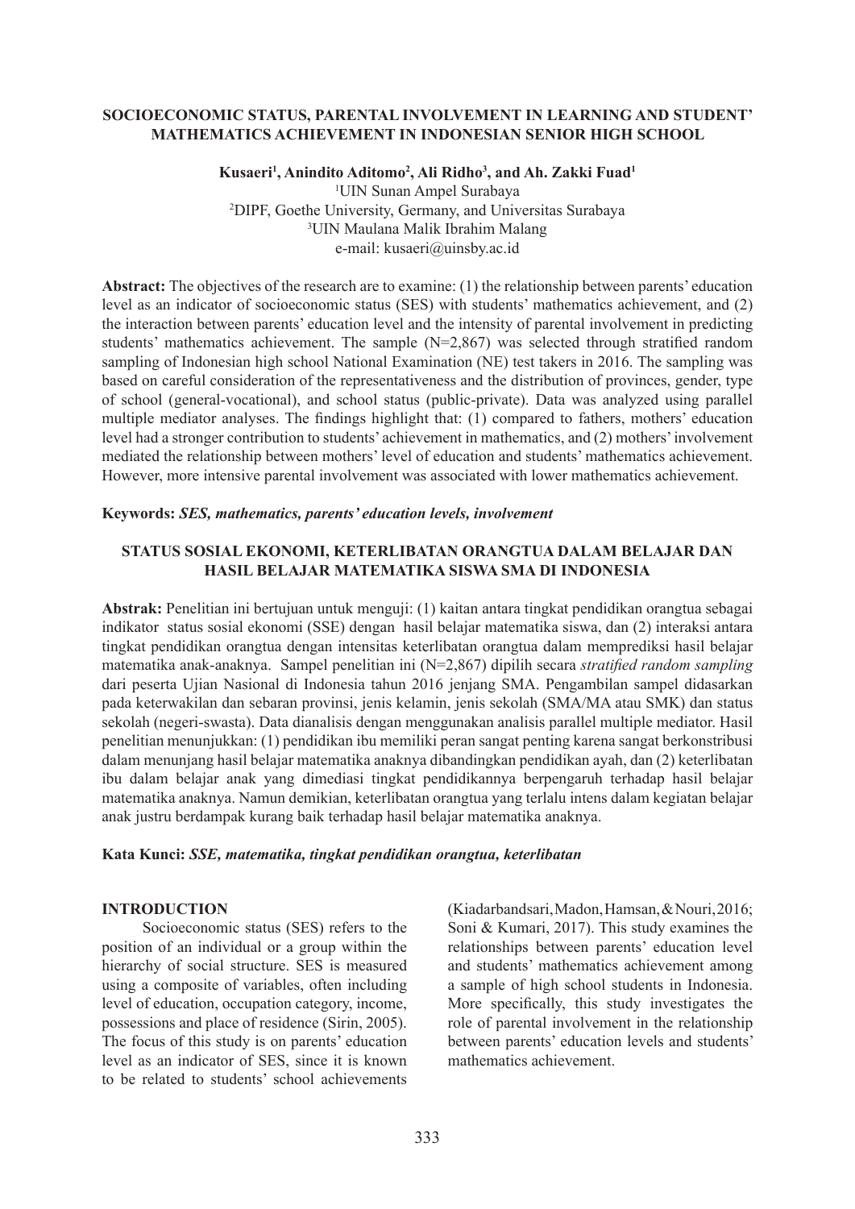# SOCIOECONOMIC STATUS, PARENTAL INVOLVEMENT IN LEARNING AND STUDENT' MATHEMATICS ACHIEVEMENT IN INDONESIAN SENIOR HIGH SCHOOL

**Kusaeri[1], Anindito Aditomo[2], Ali Ridho[3], and Ah. Zakki Fuad[1]**

[1]UIN Sunan Ampel Surabaya
[2]DIPF, Goethe University, Germany, and Universitas Surabaya
[3]UIN Maulana Malik Ibrahim Malang
e-mail: kusaeri@uinsby.ac.id

**Abstract:** The objectives of the research are to examine: (1) the relationship between parents' education level as an indicator of socioeconomic status (SES) with students' mathematics achievement, and (2) the interaction between parents' education level and the intensity of parental involvement in predicting students' mathematics achievement. The sample (N=2,867) was selected through stratified random sampling of Indonesian high school National Examination (NE) test takers in 2016. The sampling was based on careful consideration of the representativeness and the distribution of provinces, gender, type of school (general-vocational), and school status (public-private). Data was analyzed using parallel multiple mediator analyses. The findings highlight that: (1) compared to fathers, mothers' education level had a stronger contribution to students' achievement in mathematics, and (2) mothers' involvement mediated the relationship between mothers' level of education and students' mathematics achievement. However, more intensive parental involvement was associated with lower mathematics achievement.

**Keywords:** ***SES, mathematics, parents' education levels, involvement***

# STATUS SOSIAL EKONOMI, KETERLIBATAN ORANGTUA DALAM BELAJAR DAN HASIL BELAJAR MATEMATIKA SISWA SMA DI INDONESIA

**Abstrak:** Penelitian ini bertujuan untuk menguji: (1) kaitan antara tingkat pendidikan orangtua sebagai indikator status sosial ekonomi (SSE) dengan hasil belajar matematika siswa, dan (2) interaksi antara tingkat pendidikan orangtua dengan intensitas keterlibatan orangtua dalam memprediksi hasil belajar matematika anak-anaknya. Sampel penelitian ini (N=2,867) dipilih secara *stratified random sampling* dari peserta Ujian Nasional di Indonesia tahun 2016 jenjang SMA. Pengambilan sampel didasarkan pada keterwakilan dan sebaran provinsi, jenis kelamin, jenis sekolah (SMA/MA atau SMK) dan status sekolah (negeri-swasta). Data dianalisis dengan menggunakan analisis parallel multiple mediator. Hasil penelitian menunjukkan: (1) pendidikan ibu memiliki peran sangat penting karena sangat berkonstribusi dalam menunjang hasil belajar matematika anaknya dibandingkan pendidikan ayah, dan (2) keterlibatan ibu dalam belajar anak yang dimediasi tingkat pendidikannya berpengaruh terhadap hasil belajar matematika anaknya. Namun demikian, keterlibatan orangtua yang terlalu intens dalam kegiatan belajar anak justru berdampak kurang baik terhadap hasil belajar matematika anaknya.

**Kata Kunci:** ***SSE, matematika, tingkat pendidikan orangtua, keterlibatan***

## INTRODUCTION

Socioeconomic status (SES) refers to the position of an individual or a group within the hierarchy of social structure. SES is measured using a composite of variables, often including level of education, occupation category, income, possessions and place of residence (Sirin, 2005). The focus of this study is on parents' education level as an indicator of SES, since it is known to be related to students' school achievements (Kiadarbandsari, Madon, Hamsan, & Nouri, 2016; Soni & Kumari, 2017). This study examines the relationships between parents' education level and students' mathematics achievement among a sample of high school students in Indonesia. More specifically, this study investigates the role of parental involvement in the relationship between parents' education levels and students' mathematics achievement.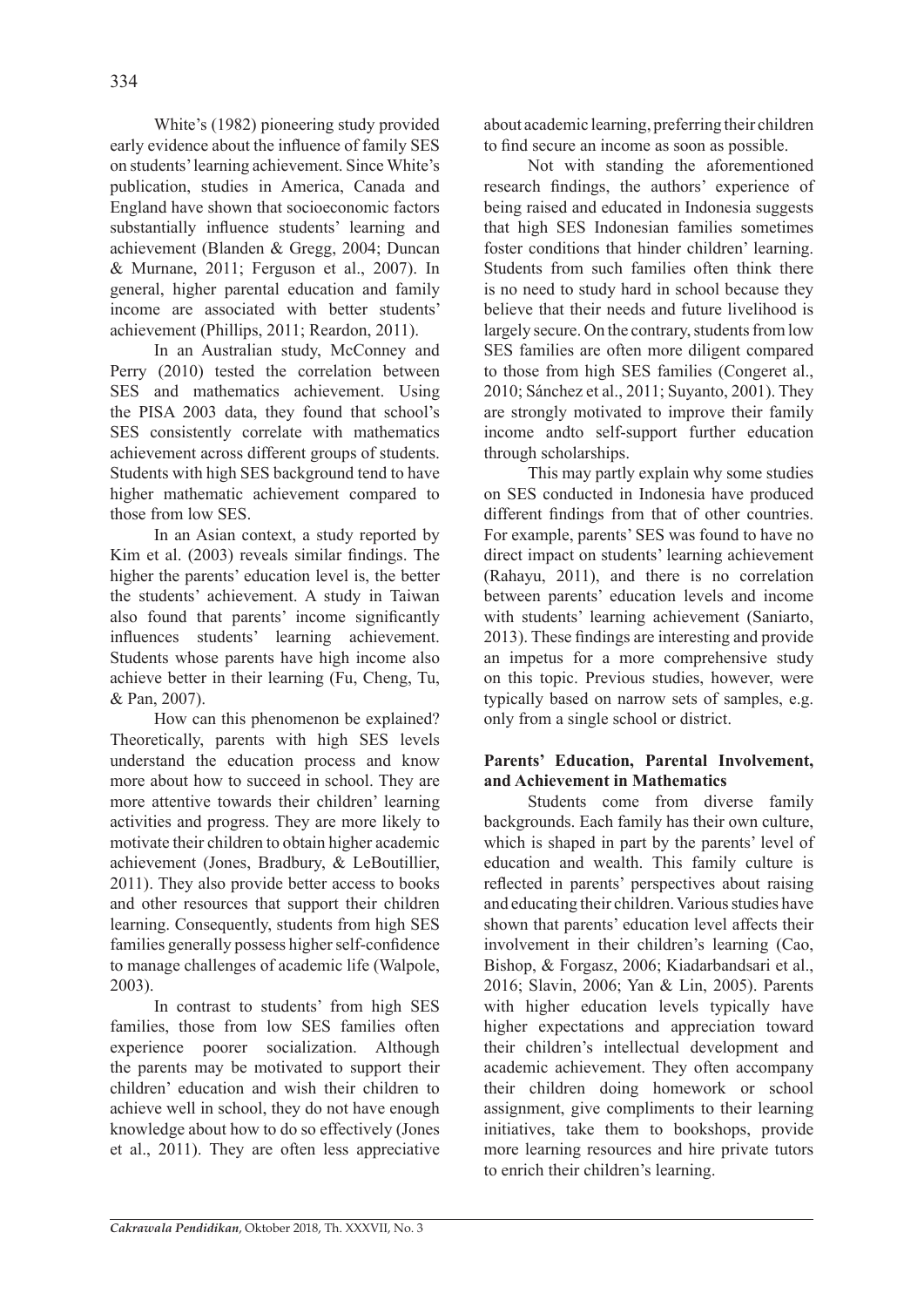White's (1982) pioneering study provided early evidence about the influence of family SES on students' learning achievement. Since White's publication, studies in America, Canada and England have shown that socioeconomic factors substantially influence students' learning and achievement (Blanden & Gregg, 2004; Duncan & Murnane, 2011; Ferguson et al., 2007). In general, higher parental education and family income are associated with better students' achievement (Phillips, 2011; Reardon, 2011).

In an Australian study, McConney and Perry (2010) tested the correlation between SES and mathematics achievement. Using the PISA 2003 data, they found that school's SES consistently correlate with mathematics achievement across different groups of students. Students with high SES background tend to have higher mathematic achievement compared to those from low SES.

In an Asian context, a study reported by Kim et al. (2003) reveals similar findings. The higher the parents' education level is, the better the students' achievement. A study in Taiwan also found that parents' income significantly influences students' learning achievement. Students whose parents have high income also achieve better in their learning (Fu, Cheng, Tu, & Pan, 2007).

How can this phenomenon be explained? Theoretically, parents with high SES levels understand the education process and know more about how to succeed in school. They are more attentive towards their children' learning activities and progress. They are more likely to motivate their children to obtain higher academic achievement (Jones, Bradbury, & LeBoutillier, 2011). They also provide better access to books and other resources that support their children learning. Consequently, students from high SES families generally possess higher self-confidence to manage challenges of academic life (Walpole, 2003).

In contrast to students' from high SES families, those from low SES families often experience poorer socialization. Although the parents may be motivated to support their children' education and wish their children to achieve well in school, they do not have enough knowledge about how to do so effectively (Jones et al., 2011). They are often less appreciative about academic learning, preferring their children to find secure an income as soon as possible.

Not with standing the aforementioned research findings, the authors' experience of being raised and educated in Indonesia suggests that high SES Indonesian families sometimes foster conditions that hinder children' learning. Students from such families often think there is no need to study hard in school because they believe that their needs and future livelihood is largely secure. On the contrary, students from low SES families are often more diligent compared to those from high SES families (Congeret al., 2010; Sánchez et al., 2011; Suyanto, 2001). They are strongly motivated to improve their family income andto self-support further education through scholarships.

This may partly explain why some studies on SES conducted in Indonesia have produced different findings from that of other countries. For example, parents' SES was found to have no direct impact on students' learning achievement (Rahayu, 2011), and there is no correlation between parents' education levels and income with students' learning achievement (Saniarto, 2013). These findings are interesting and provide an impetus for a more comprehensive study on this topic. Previous studies, however, were typically based on narrow sets of samples, e.g. only from a single school or district.

### Parents' Education, Parental Involvement, and Achievement in Mathematics

Students come from diverse family backgrounds. Each family has their own culture, which is shaped in part by the parents' level of education and wealth. This family culture is reflected in parents' perspectives about raising and educating their children. Various studies have shown that parents' education level affects their involvement in their children's learning (Cao, Bishop, & Forgasz, 2006; Kiadarbandsari et al., 2016; Slavin, 2006; Yan & Lin, 2005). Parents with higher education levels typically have higher expectations and appreciation toward their children's intellectual development and academic achievement. They often accompany their children doing homework or school assignment, give compliments to their learning initiatives, take them to bookshops, provide more learning resources and hire private tutors to enrich their children's learning.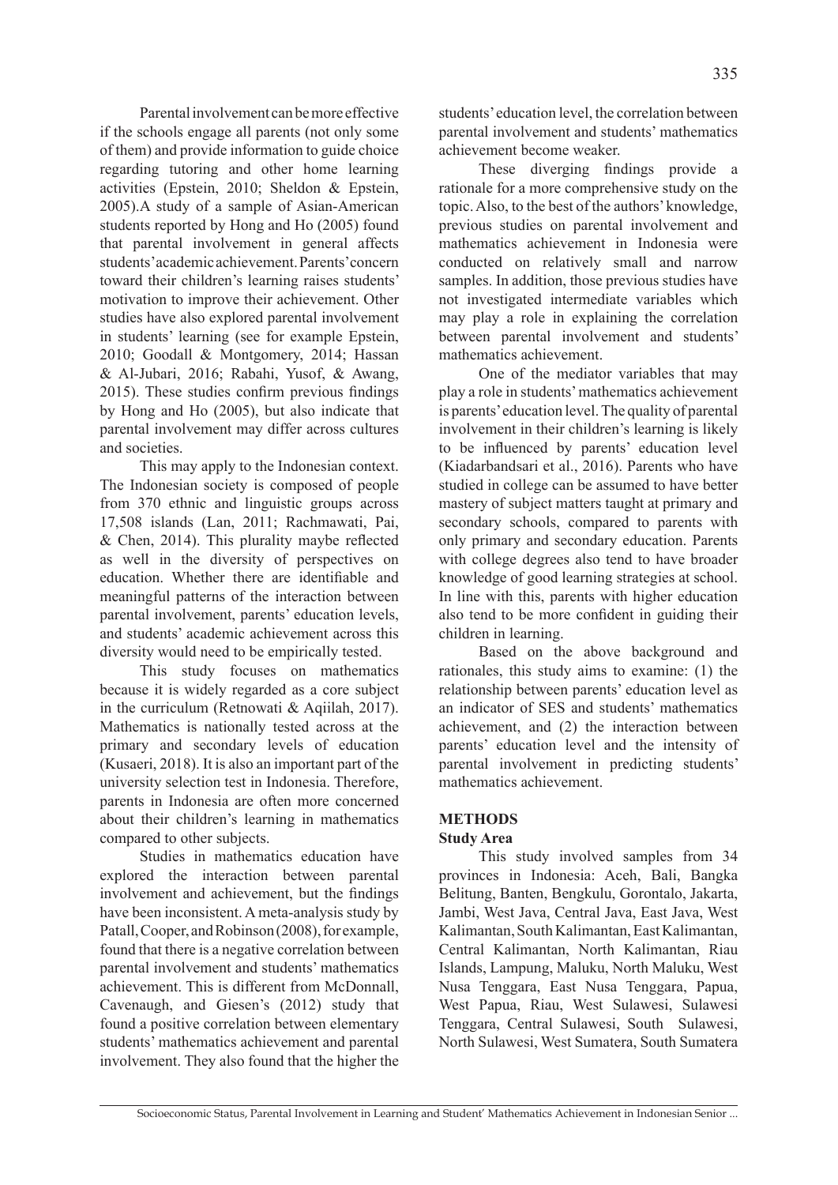Parental involvement can be more effective if the schools engage all parents (not only some of them) and provide information to guide choice regarding tutoring and other home learning activities (Epstein, 2010; Sheldon & Epstein, 2005).A study of a sample of Asian-American students reported by Hong and Ho (2005) found that parental involvement in general affects students' academic achievement. Parents' concern toward their children's learning raises students' motivation to improve their achievement. Other studies have also explored parental involvement in students' learning (see for example Epstein, 2010; Goodall & Montgomery, 2014; Hassan & Al-Jubari, 2016; Rabahi, Yusof, & Awang, 2015). These studies confirm previous findings by Hong and Ho (2005), but also indicate that parental involvement may differ across cultures and societies.

This may apply to the Indonesian context. The Indonesian society is composed of people from 370 ethnic and linguistic groups across 17,508 islands (Lan, 2011; Rachmawati, Pai, & Chen, 2014). This plurality maybe reflected as well in the diversity of perspectives on education. Whether there are identifiable and meaningful patterns of the interaction between parental involvement, parents' education levels, and students' academic achievement across this diversity would need to be empirically tested.

This study focuses on mathematics because it is widely regarded as a core subject in the curriculum (Retnowati & Aqiilah, 2017). Mathematics is nationally tested across at the primary and secondary levels of education (Kusaeri, 2018). It is also an important part of the university selection test in Indonesia. Therefore, parents in Indonesia are often more concerned about their children's learning in mathematics compared to other subjects.

Studies in mathematics education have explored the interaction between parental involvement and achievement, but the findings have been inconsistent. A meta-analysis study by Patall, Cooper, and Robinson (2008), for example, found that there is a negative correlation between parental involvement and students' mathematics achievement. This is different from McDonnall, Cavenaugh, and Giesen's (2012) study that found a positive correlation between elementary students' mathematics achievement and parental involvement. They also found that the higher the students' education level, the correlation between parental involvement and students' mathematics achievement become weaker.

These diverging findings provide a rationale for a more comprehensive study on the topic. Also, to the best of the authors' knowledge, previous studies on parental involvement and mathematics achievement in Indonesia were conducted on relatively small and narrow samples. In addition, those previous studies have not investigated intermediate variables which may play a role in explaining the correlation between parental involvement and students' mathematics achievement.

One of the mediator variables that may play a role in students' mathematics achievement is parents' education level. The quality of parental involvement in their children's learning is likely to be influenced by parents' education level (Kiadarbandsari et al., 2016). Parents who have studied in college can be assumed to have better mastery of subject matters taught at primary and secondary schools, compared to parents with only primary and secondary education. Parents with college degrees also tend to have broader knowledge of good learning strategies at school. In line with this, parents with higher education also tend to be more confident in guiding their children in learning.

Based on the above background and rationales, this study aims to examine: (1) the relationship between parents' education level as an indicator of SES and students' mathematics achievement, and (2) the interaction between parents' education level and the intensity of parental involvement in predicting students' mathematics achievement.

## METHODS

### Study Area

This study involved samples from 34 provinces in Indonesia: Aceh, Bali, Bangka Belitung, Banten, Bengkulu, Gorontalo, Jakarta, Jambi, West Java, Central Java, East Java, West Kalimantan, South Kalimantan, East Kalimantan, Central Kalimantan, North Kalimantan, Riau Islands, Lampung, Maluku, North Maluku, West Nusa Tenggara, East Nusa Tenggara, Papua, West Papua, Riau, West Sulawesi, Sulawesi Tenggara, Central Sulawesi, South Sulawesi, North Sulawesi, West Sumatera, South Sumatera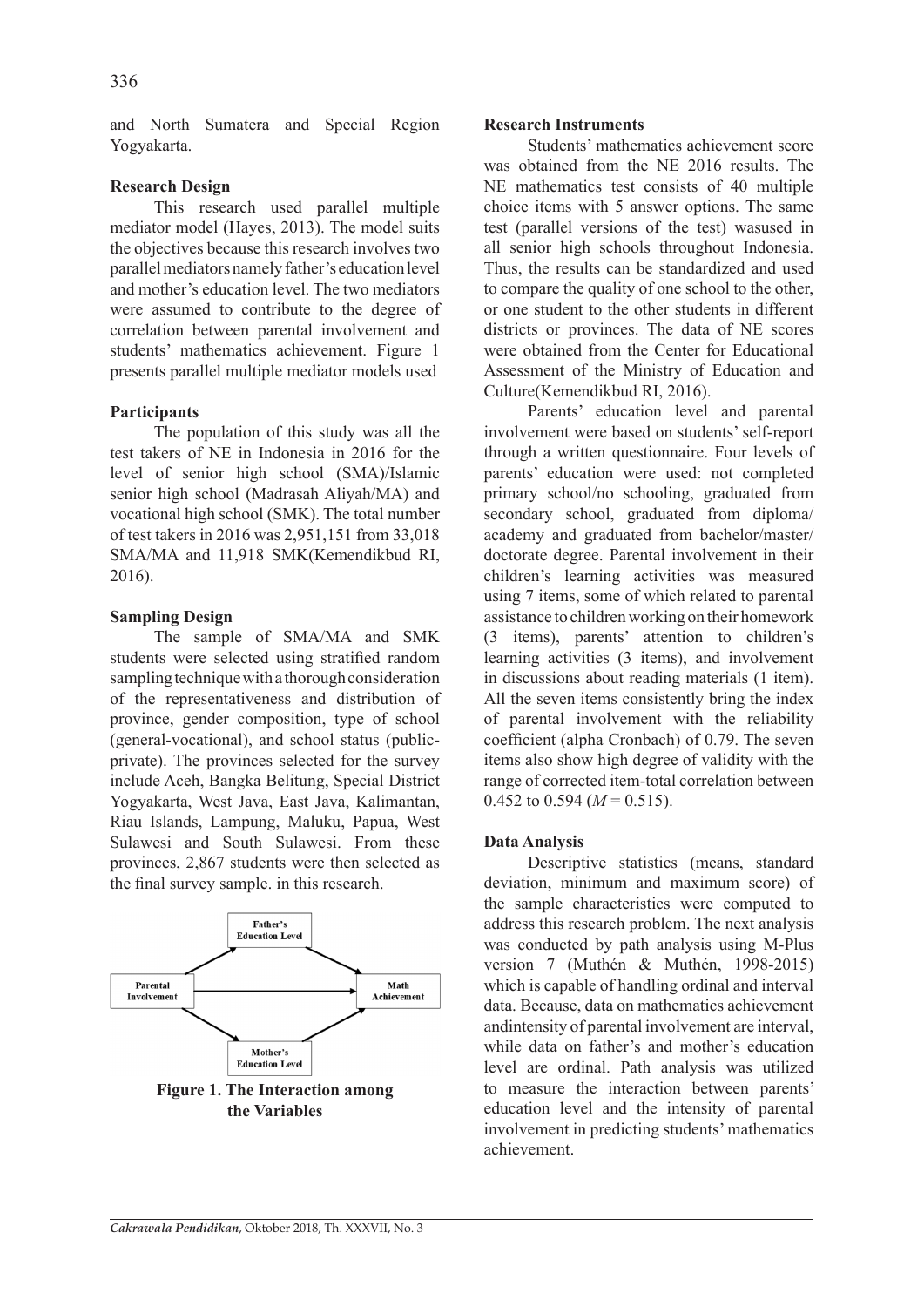and North Sumatera and Special Region Yogyakarta.

**Research Design**

This research used parallel multiple mediator model (Hayes, 2013). The model suits the objectives because this research involves two parallel mediators namely father's education level and mother's education level. The two mediators were assumed to contribute to the degree of correlation between parental involvement and students' mathematics achievement. Figure 1 presents parallel multiple mediator models used

**Participants**

The population of this study was all the test takers of NE in Indonesia in 2016 for the level of senior high school (SMA)/Islamic senior high school (Madrasah Aliyah/MA) and vocational high school (SMK). The total number of test takers in 2016 was 2,951,151 from 33,018 SMA/MA and 11,918 SMK(Kemendikbud RI, 2016).

**Sampling Design**

The sample of SMA/MA and SMK students were selected using stratified random sampling technique with a thorough consideration of the representativeness and distribution of province, gender composition, type of school (general-vocational), and school status (public-private). The provinces selected for the survey include Aceh, Bangka Belitung, Special District Yogyakarta, West Java, East Java, Kalimantan, Riau Islands, Lampung, Maluku, Papua, West Sulawesi and South Sulawesi. From these provinces, 2,867 students were then selected as the final survey sample. in this research.

**Figure 1. The Interaction among the Variables**

**Research Instruments**

Students' mathematics achievement score was obtained from the NE 2016 results. The NE mathematics test consists of 40 multiple choice items with 5 answer options. The same test (parallel versions of the test) wasused in all senior high schools throughout Indonesia. Thus, the results can be standardized and used to compare the quality of one school to the other, or one student to the other students in different districts or provinces. The data of NE scores were obtained from the Center for Educational Assessment of the Ministry of Education and Culture(Kemendikbud RI, 2016).

Parents' education level and parental involvement were based on students' self-report through a written questionnaire. Four levels of parents' education were used: not completed primary school/no schooling, graduated from secondary school, graduated from diploma/academy and graduated from bachelor/master/doctorate degree. Parental involvement in their children's learning activities was measured using 7 items, some of which related to parental assistance to children working on their homework (3 items), parents' attention to children's learning activities (3 items), and involvement in discussions about reading materials (1 item). All the seven items consistently bring the index of parental involvement with the reliability coefficient (alpha Cronbach) of 0.79. The seven items also show high degree of validity with the range of corrected item-total correlation between 0.452 to 0.594 ($M$ = 0.515).

**Data Analysis**

Descriptive statistics (means, standard deviation, minimum and maximum score) of the sample characteristics were computed to address this research problem. The next analysis was conducted by path analysis using M-Plus version 7 (Muthén & Muthén, 1998-2015) which is capable of handling ordinal and interval data. Because, data on mathematics achievement andintensity of parental involvement are interval, while data on father's and mother's education level are ordinal. Path analysis was utilized to measure the interaction between parents' education level and the intensity of parental involvement in predicting students' mathematics achievement.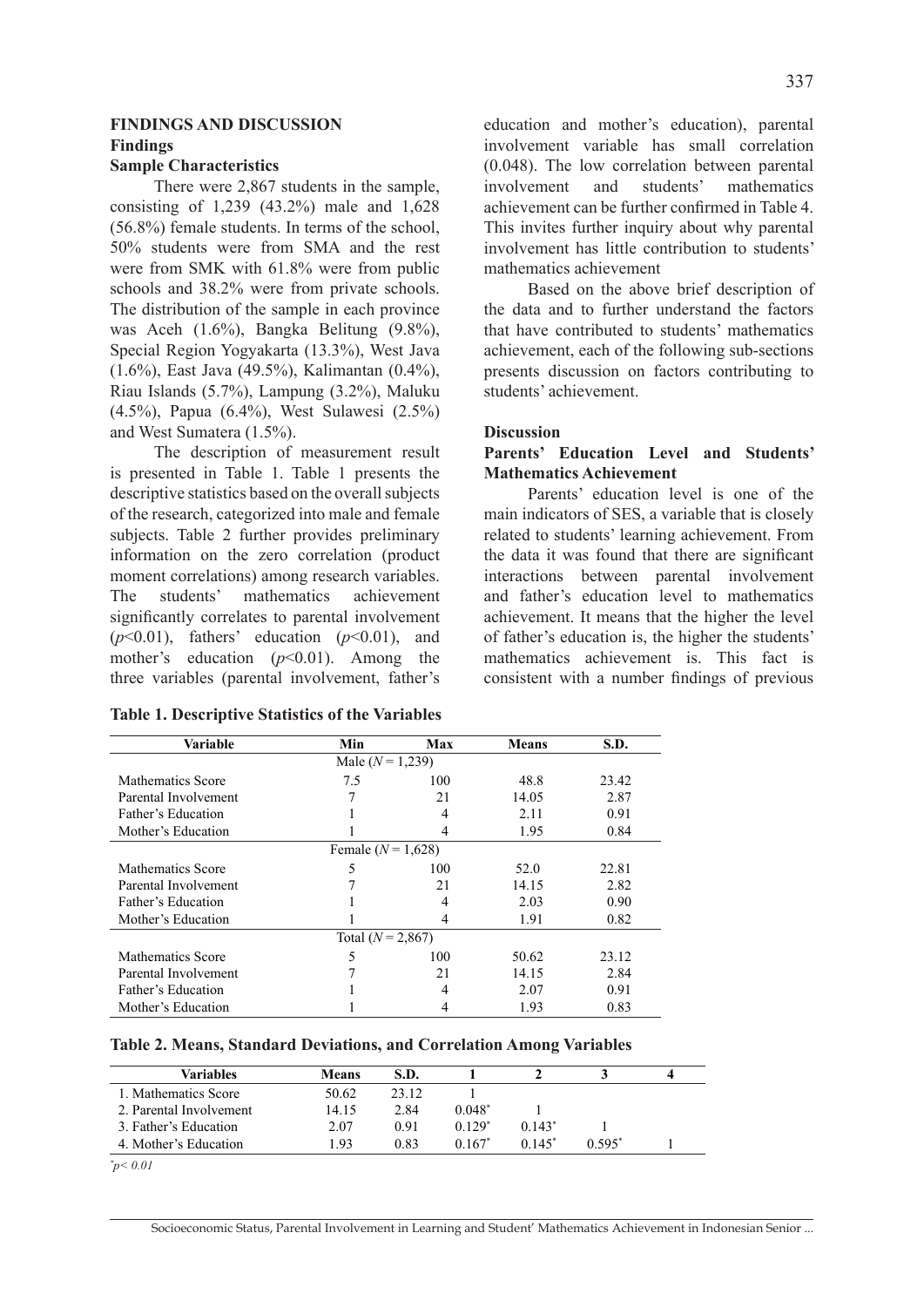## FINDINGS AND DISCUSSION

### Findings

#### Sample Characteristics

There were 2,867 students in the sample, consisting of 1,239 (43.2%) male and 1,628 (56.8%) female students. In terms of the school, 50% students were from SMA and the rest were from SMK with 61.8% were from public schools and 38.2% were from private schools. The distribution of the sample in each province was Aceh (1.6%), Bangka Belitung (9.8%), Special Region Yogyakarta (13.3%), West Java (1.6%), East Java (49.5%), Kalimantan (0.4%), Riau Islands (5.7%), Lampung (3.2%), Maluku (4.5%), Papua (6.4%), West Sulawesi (2.5%) and West Sumatera (1.5%).

The description of measurement result is presented in Table 1. Table 1 presents the descriptive statistics based on the overall subjects of the research, categorized into male and female subjects. Table 2 further provides preliminary information on the zero correlation (product moment correlations) among research variables. The students' mathematics achievement significantly correlates to parental involvement ($p<0.01$), fathers' education ($p<0.01$), and mother's education ($p<0.01$). Among the three variables (parental involvement, father's education and mother's education), parental involvement variable has small correlation (0.048). The low correlation between parental involvement and students' mathematics achievement can be further confirmed in Table 4. This invites further inquiry about why parental involvement has little contribution to students' mathematics achievement

Based on the above brief description of the data and to further understand the factors that have contributed to students' mathematics achievement, each of the following sub-sections presents discussion on factors contributing to students' achievement.

### Discussion

#### Parents' Education Level and Students' Mathematics Achievement

Parents' education level is one of the main indicators of SES, a variable that is closely related to students' learning achievement. From the data it was found that there are significant interactions between parental involvement and father's education level to mathematics achievement. It means that the higher the level of father's education is, the higher the students' mathematics achievement is. This fact is consistent with a number findings of previous

**Table 1. Descriptive Statistics of the Variables**

| Variable | Min | Max | Means | S.D. |
|---|---|---|---|---|
| | Male ($N$ = 1,239) | | | |
| Mathematics Score | 7.5 | 100 | 48.8 | 23.42 |
| Parental Involvement | 7 | 21 | 14.05 | 2.87 |
| Father's Education | 1 | 4 | 2.11 | 0.91 |
| Mother's Education | 1 | 4 | 1.95 | 0.84 |
| | Female ($N$ = 1,628) | | | |
| Mathematics Score | 5 | 100 | 52.0 | 22.81 |
| Parental Involvement | 7 | 21 | 14.15 | 2.82 |
| Father's Education | 1 | 4 | 2.03 | 0.90 |
| Mother's Education | 1 | 4 | 1.91 | 0.82 |
| | Total ($N$ = 2,867) | | | |
| Mathematics Score | 5 | 100 | 50.62 | 23.12 |
| Parental Involvement | 7 | 21 | 14.15 | 2.84 |
| Father's Education | 1 | 4 | 2.07 | 0.91 |
| Mother's Education | 1 | 4 | 1.93 | 0.83 |

**Table 2. Means, Standard Deviations, and Correlation Among Variables**

| Variables | Means | S.D. | 1 | 2 | 3 | 4 |
|---|---|---|---|---|---|---|
| 1. Mathematics Score | 50.62 | 23.12 | 1 | | | |
| 2. Parental Involvement | 14.15 | 2.84 | 0.048* | 1 | | |
| 3. Father's Education | 2.07 | 0.91 | 0.129* | 0.143* | 1 | |
| 4. Mother's Education | 1.93 | 0.83 | 0.167* | 0.145* | 0.595* | 1 |

*$p< 0.01$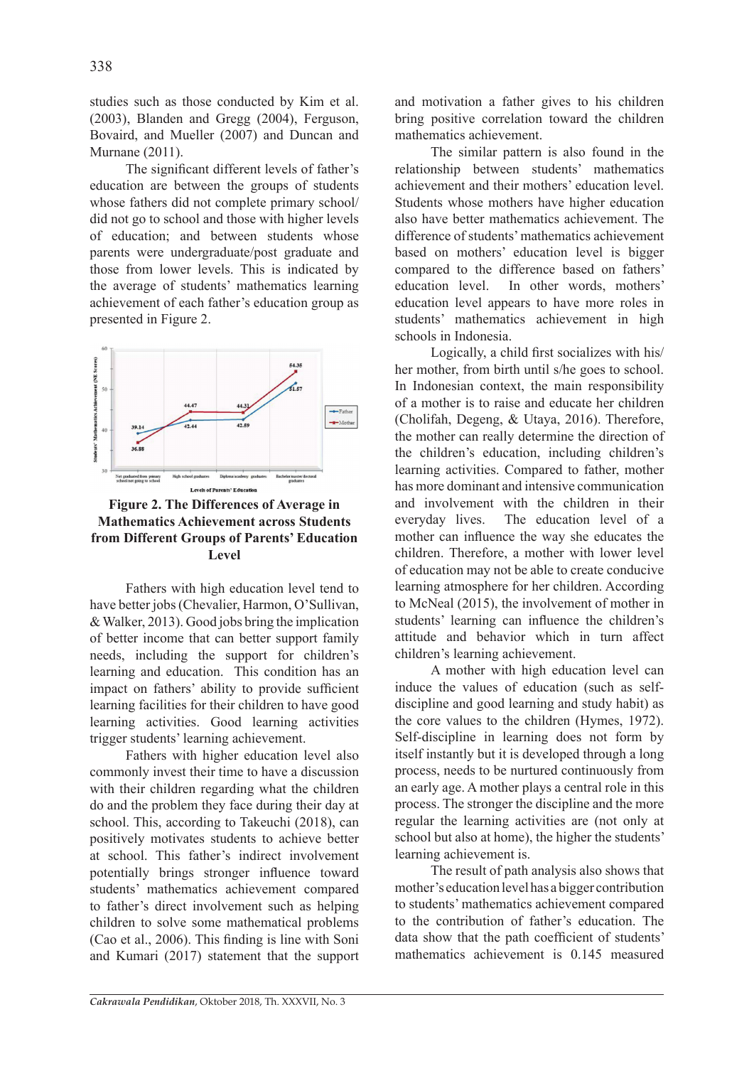studies such as those conducted by Kim et al. (2003), Blanden and Gregg (2004), Ferguson, Bovaird, and Mueller (2007) and Duncan and Murnane (2011).

The significant different levels of father's education are between the groups of students whose fathers did not complete primary school/ did not go to school and those with higher levels of education; and between students whose parents were undergraduate/post graduate and those from lower levels. This is indicated by the average of students' mathematics learning achievement of each father's education group as presented in Figure 2.

**Figure 2. The Differences of Average in Mathematics Achievement across Students from Different Groups of Parents' Education Level**

Fathers with high education level tend to have better jobs (Chevalier, Harmon, O'Sullivan, & Walker, 2013). Good jobs bring the implication of better income that can better support family needs, including the support for children's learning and education. This condition has an impact on fathers' ability to provide sufficient learning facilities for their children to have good learning activities. Good learning activities trigger students' learning achievement.

Fathers with higher education level also commonly invest their time to have a discussion with their children regarding what the children do and the problem they face during their day at school. This, according to Takeuchi (2018), can positively motivates students to achieve better at school. This father's indirect involvement potentially brings stronger influence toward students' mathematics achievement compared to father's direct involvement such as helping children to solve some mathematical problems (Cao et al., 2006). This finding is line with Soni and Kumari (2017) statement that the support and motivation a father gives to his children bring positive correlation toward the children mathematics achievement.

The similar pattern is also found in the relationship between students' mathematics achievement and their mothers' education level. Students whose mothers have higher education also have better mathematics achievement. The difference of students' mathematics achievement based on mothers' education level is bigger compared to the difference based on fathers' education level. In other words, mothers' education level appears to have more roles in students' mathematics achievement in high schools in Indonesia.

Logically, a child first socializes with his/ her mother, from birth until s/he goes to school. In Indonesian context, the main responsibility of a mother is to raise and educate her children (Cholifah, Degeng, & Utaya, 2016). Therefore, the mother can really determine the direction of the children's education, including children's learning activities. Compared to father, mother has more dominant and intensive communication and involvement with the children in their everyday lives. The education level of a mother can influence the way she educates the children. Therefore, a mother with lower level of education may not be able to create conducive learning atmosphere for her children. According to McNeal (2015), the involvement of mother in students' learning can influence the children's attitude and behavior which in turn affect children's learning achievement.

A mother with high education level can induce the values of education (such as self-discipline and good learning and study habit) as the core values to the children (Hymes, 1972). Self-discipline in learning does not form by itself instantly but it is developed through a long process, needs to be nurtured continuously from an early age. A mother plays a central role in this process. The stronger the discipline and the more regular the learning activities are (not only at school but also at home), the higher the students' learning achievement is.

The result of path analysis also shows that mother's education level has a bigger contribution to students' mathematics achievement compared to the contribution of father's education. The data show that the path coefficient of students' mathematics achievement is 0.145 measured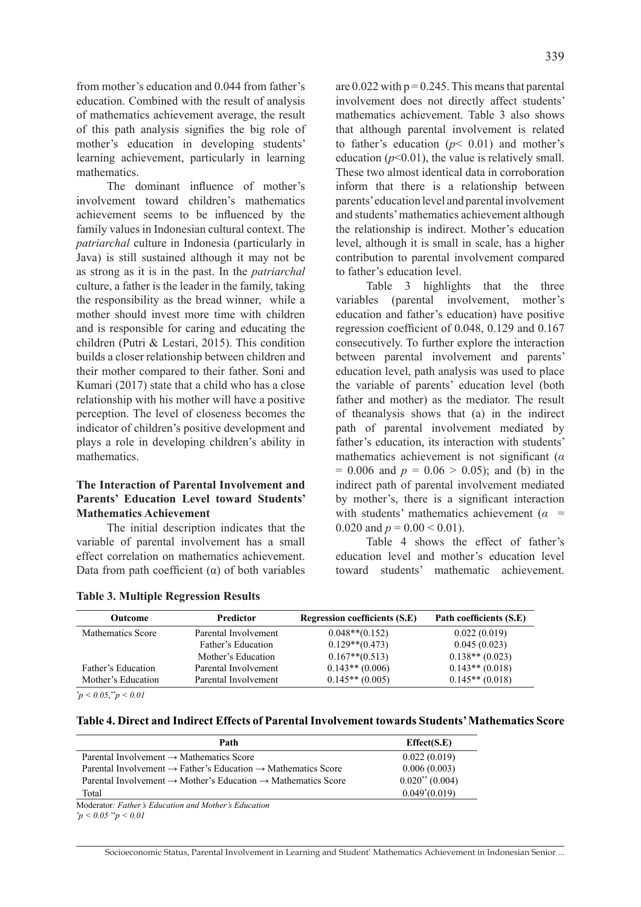from mother's education and 0.044 from father's education. Combined with the result of analysis of mathematics achievement average, the result of this path analysis signifies the big role of mother's education in developing students' learning achievement, particularly in learning mathematics.

The dominant influence of mother's involvement toward children's mathematics achievement seems to be influenced by the family values in Indonesian cultural context. The *patriarchal* culture in Indonesia (particularly in Java) is still sustained although it may not be as strong as it is in the past. In the *patriarchal* culture, a father is the leader in the family, taking the responsibility as the bread winner, while a mother should invest more time with children and is responsible for caring and educating the children (Putri & Lestari, 2015). This condition builds a closer relationship between children and their mother compared to their father. Soni and Kumari (2017) state that a child who has a close relationship with his mother will have a positive perception. The level of closeness becomes the indicator of children's positive development and plays a role in developing children's ability in mathematics.

### The Interaction of Parental Involvement and Parents' Education Level toward Students' Mathematics Achievement

The initial description indicates that the variable of parental involvement has a small effect correlation on mathematics achievement. Data from path coefficient (α) of both variables are 0.022 with p = 0.245. This means that parental involvement does not directly affect students' mathematics achievement. Table 3 also shows that although parental involvement is related to father's education ($p < 0.01$) and mother's education ($p < 0.01$), the value is relatively small. These two almost identical data in corroboration inform that there is a relationship between parents' education level and parental involvement and students' mathematics achievement although the relationship is indirect. Mother's education level, although it is small in scale, has a higher contribution to parental involvement compared to father's education level.

Table 3 highlights that the three variables (parental involvement, mother's education and father's education) have positive regression coefficient of 0.048, 0.129 and 0.167 consecutively. To further explore the interaction between parental involvement and parents' education level, path analysis was used to place the variable of parents' education level (both father and mother) as the mediator. The result of theanalysis shows that (a) in the indirect path of parental involvement mediated by father's education, its interaction with students' mathematics achievement is not significant ($\alpha = 0.006$ and $p = 0.06 > 0.05$); and (b) in the indirect path of parental involvement mediated by mother's, there is a significant interaction with students' mathematics achievement ($\alpha = 0.020$ and $p = 0.00 < 0.01$).

Table 4 shows the effect of father's education level and mother's education level toward students' mathematic achievement.

**Table 3. Multiple Regression Results**

| Outcome | Predictor | Regression coefficients (S.E) | Path coefficients (S.E) |
|---|---|---|---|
| Mathematics Score | Parental Involvement | 0.048**(0.152) | 0.022 (0.019) |
| | Father's Education | 0.129**(0.473) | 0.045 (0.023) |
| | Mother's Education | 0.167**(0.513) | 0.138** (0.023) |
| Father's Education | Parental Involvement | 0.143** (0.006) | 0.143** (0.018) |
| Mother's Education | Parental Involvement | 0.145** (0.005) | 0.145** (0.018) |

*$^{*}p < 0.05$, $^{**}p < 0.01$*

**Table 4. Direct and Indirect Effects of Parental Involvement towards Students' Mathematics Score**

| Path | Effect(S.E) |
|---|---|
| Parental Involvement → Mathematics Score | 0.022 (0.019) |
| Parental Involvement → Father's Education → Mathematics Score | 0.006 (0.003) |
| Parental Involvement → Mother's Education → Mathematics Score | 0.020** (0.004) |
| Total | 0.049* (0.019) |

Moderator*: Father's Education and Mother's Education*

*$^{*}p < 0.05$ $^{**}p < 0.01$*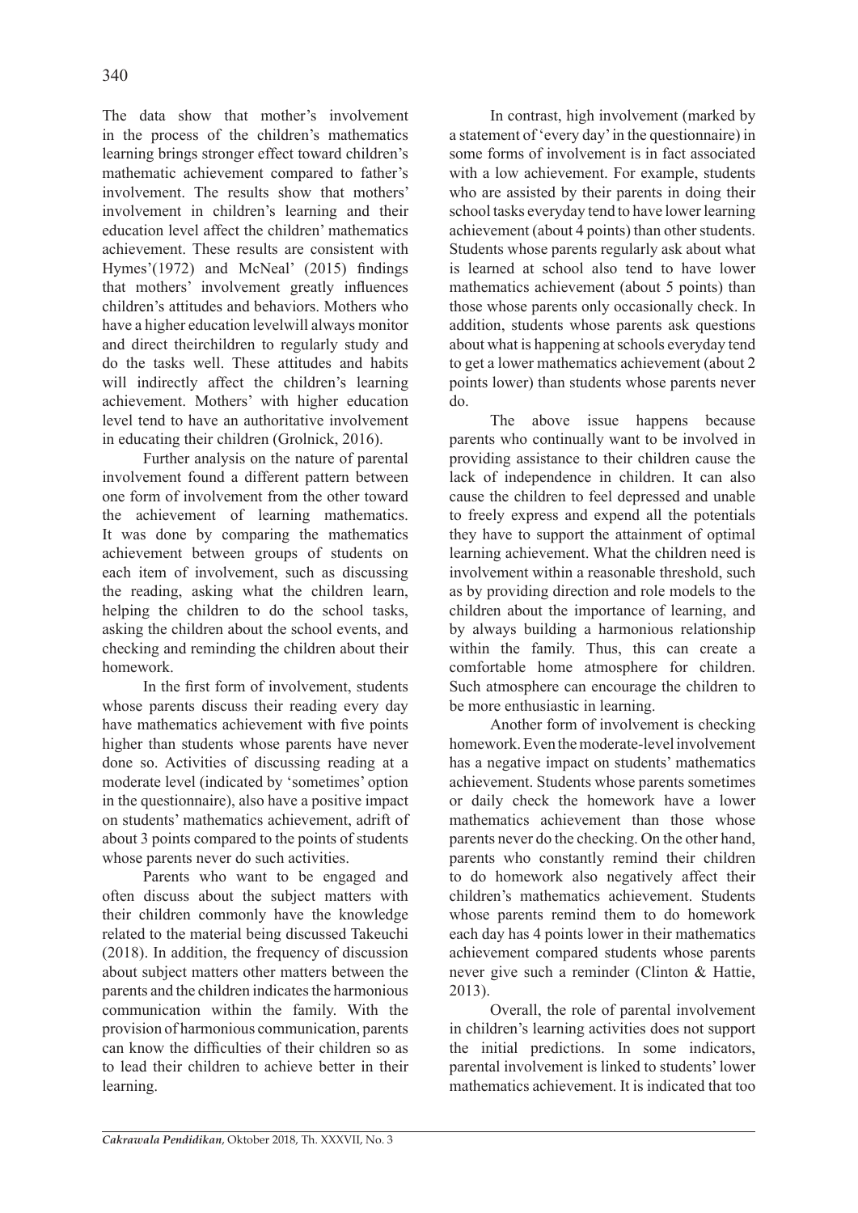The data show that mother's involvement in the process of the children's mathematics learning brings stronger effect toward children's mathematic achievement compared to father's involvement. The results show that mothers' involvement in children's learning and their education level affect the children' mathematics achievement. These results are consistent with Hymes'(1972) and McNeal' (2015) findings that mothers' involvement greatly influences children's attitudes and behaviors. Mothers who have a higher education levelwill always monitor and direct theirchildren to regularly study and do the tasks well. These attitudes and habits will indirectly affect the children's learning achievement. Mothers' with higher education level tend to have an authoritative involvement in educating their children (Grolnick, 2016).

Further analysis on the nature of parental involvement found a different pattern between one form of involvement from the other toward the achievement of learning mathematics. It was done by comparing the mathematics achievement between groups of students on each item of involvement, such as discussing the reading, asking what the children learn, helping the children to do the school tasks, asking the children about the school events, and checking and reminding the children about their homework.

In the first form of involvement, students whose parents discuss their reading every day have mathematics achievement with five points higher than students whose parents have never done so. Activities of discussing reading at a moderate level (indicated by 'sometimes' option in the questionnaire), also have a positive impact on students' mathematics achievement, adrift of about 3 points compared to the points of students whose parents never do such activities.

Parents who want to be engaged and often discuss about the subject matters with their children commonly have the knowledge related to the material being discussed Takeuchi (2018). In addition, the frequency of discussion about subject matters other matters between the parents and the children indicates the harmonious communication within the family. With the provision of harmonious communication, parents can know the difficulties of their children so as to lead their children to achieve better in their learning.

In contrast, high involvement (marked by a statement of 'every day' in the questionnaire) in some forms of involvement is in fact associated with a low achievement. For example, students who are assisted by their parents in doing their school tasks everyday tend to have lower learning achievement (about 4 points) than other students. Students whose parents regularly ask about what is learned at school also tend to have lower mathematics achievement (about 5 points) than those whose parents only occasionally check. In addition, students whose parents ask questions about what is happening at schools everyday tend to get a lower mathematics achievement (about 2 points lower) than students whose parents never do.

The above issue happens because parents who continually want to be involved in providing assistance to their children cause the lack of independence in children. It can also cause the children to feel depressed and unable to freely express and expend all the potentials they have to support the attainment of optimal learning achievement. What the children need is involvement within a reasonable threshold, such as by providing direction and role models to the children about the importance of learning, and by always building a harmonious relationship within the family. Thus, this can create a comfortable home atmosphere for children. Such atmosphere can encourage the children to be more enthusiastic in learning.

Another form of involvement is checking homework. Even the moderate-level involvement has a negative impact on students' mathematics achievement. Students whose parents sometimes or daily check the homework have a lower mathematics achievement than those whose parents never do the checking. On the other hand, parents who constantly remind their children to do homework also negatively affect their children's mathematics achievement. Students whose parents remind them to do homework each day has 4 points lower in their mathematics achievement compared students whose parents never give such a reminder (Clinton & Hattie, 2013).

Overall, the role of parental involvement in children's learning activities does not support the initial predictions. In some indicators, parental involvement is linked to students' lower mathematics achievement. It is indicated that too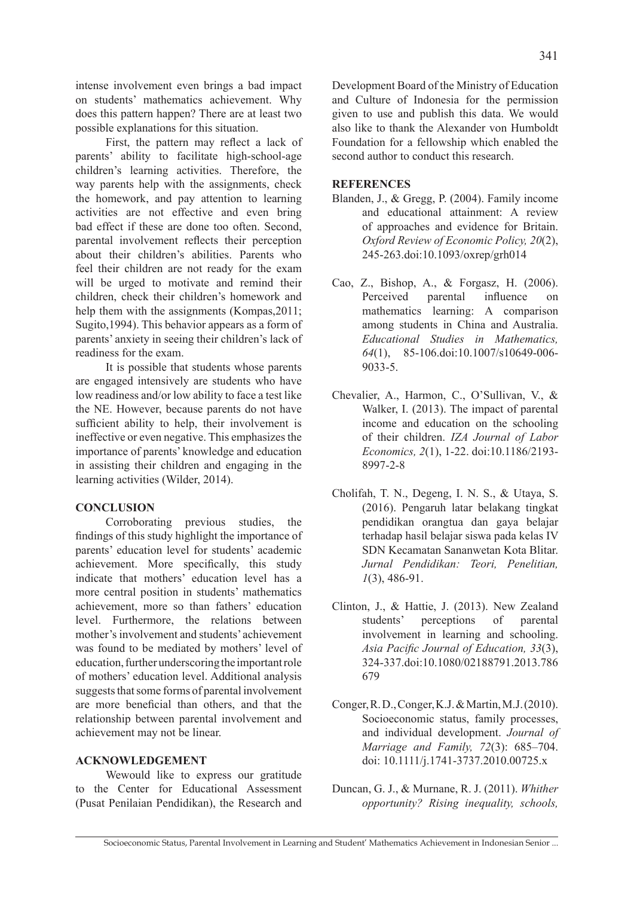intense involvement even brings a bad impact on students' mathematics achievement. Why does this pattern happen? There are at least two possible explanations for this situation.

First, the pattern may reflect a lack of parents' ability to facilitate high-school-age children's learning activities. Therefore, the way parents help with the assignments, check the homework, and pay attention to learning activities are not effective and even bring bad effect if these are done too often. Second, parental involvement reflects their perception about their children's abilities. Parents who feel their children are not ready for the exam will be urged to motivate and remind their children, check their children's homework and help them with the assignments (Kompas,2011; Sugito,1994). This behavior appears as a form of parents' anxiety in seeing their children's lack of readiness for the exam.

It is possible that students whose parents are engaged intensively are students who have low readiness and/or low ability to face a test like the NE. However, because parents do not have sufficient ability to help, their involvement is ineffective or even negative. This emphasizes the importance of parents' knowledge and education in assisting their children and engaging in the learning activities (Wilder, 2014).

## CONCLUSION

Corroborating previous studies, the findings of this study highlight the importance of parents' education level for students' academic achievement. More specifically, this study indicate that mothers' education level has a more central position in students' mathematics achievement, more so than fathers' education level. Furthermore, the relations between mother's involvement and students' achievement was found to be mediated by mothers' level of education, further underscoring the important role of mothers' education level. Additional analysis suggests that some forms of parental involvement are more beneficial than others, and that the relationship between parental involvement and achievement may not be linear.

## ACKNOWLEDGEMENT

Wewould like to express our gratitude to the Center for Educational Assessment (Pusat Penilaian Pendidikan), the Research and Development Board of the Ministry of Education and Culture of Indonesia for the permission given to use and publish this data. We would also like to thank the Alexander von Humboldt Foundation for a fellowship which enabled the second author to conduct this research.

## REFERENCES

Blanden, J., & Gregg, P. (2004). Family income and educational attainment: A review of approaches and evidence for Britain. *Oxford Review of Economic Policy, 20*(2), 245-263.doi:10.1093/oxrep/grh014

Cao, Z., Bishop, A., & Forgasz, H. (2006). Perceived parental influence on mathematics learning: A comparison among students in China and Australia. *Educational Studies in Mathematics, 64*(1), 85-106.doi:10.1007/s10649-006-9033-5.

Chevalier, A., Harmon, C., O'Sullivan, V., & Walker, I. (2013). The impact of parental income and education on the schooling of their children. *IZA Journal of Labor Economics, 2*(1), 1-22. doi:10.1186/2193-8997-2-8

Cholifah, T. N., Degeng, I. N. S., & Utaya, S. (2016). Pengaruh latar belakang tingkat pendidikan orangtua dan gaya belajar terhadap hasil belajar siswa pada kelas IV SDN Kecamatan Sananwetan Kota Blitar. *Jurnal Pendidikan: Teori, Penelitian, 1*(3), 486-91.

Clinton, J., & Hattie, J. (2013). New Zealand students' perceptions of parental involvement in learning and schooling. *Asia Pacific Journal of Education, 33*(3), 324-337.doi:10.1080/02188791.2013.786679

Conger, R. D., Conger, K.J. & Martin, M.J. (2010). Socioeconomic status, family processes, and individual development. *Journal of Marriage and Family, 72*(3): 685–704. doi: 10.1111/j.1741-3737.2010.00725.x

Duncan, G. J., & Murnane, R. J. (2011). *Whither opportunity? Rising inequality, schools,*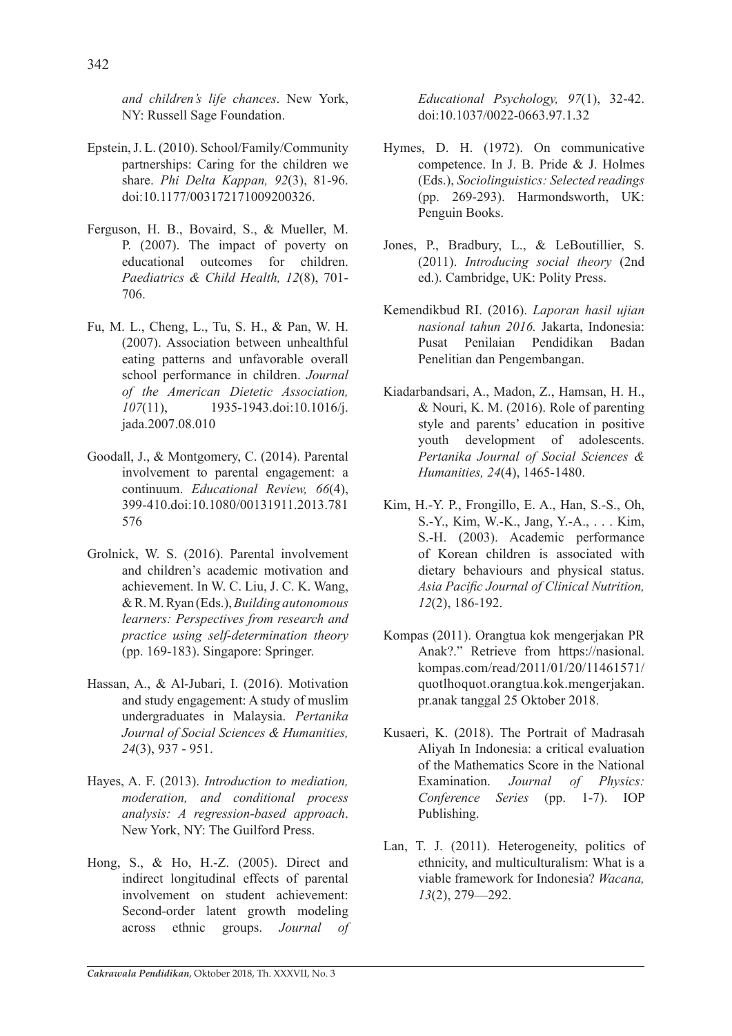*and children's life chances*. New York, NY: Russell Sage Foundation.

Epstein, J. L. (2010). School/Family/Community partnerships: Caring for the children we share. *Phi Delta Kappan, 92*(3), 81-96. doi:10.1177/003172171009200326.

Ferguson, H. B., Bovaird, S., & Mueller, M. P. (2007). The impact of poverty on educational outcomes for children. *Paediatrics & Child Health, 12*(8), 701-706.

Fu, M. L., Cheng, L., Tu, S. H., & Pan, W. H. (2007). Association between unhealthful eating patterns and unfavorable overall school performance in children. *Journal of the American Dietetic Association, 107*(11), 1935-1943.doi:10.1016/j.jada.2007.08.010

Goodall, J., & Montgomery, C. (2014). Parental involvement to parental engagement: a continuum. *Educational Review, 66*(4), 399-410.doi:10.1080/00131911.2013.781576

Grolnick, W. S. (2016). Parental involvement and children's academic motivation and achievement. In W. C. Liu, J. C. K. Wang, & R. M. Ryan (Eds.), *Building autonomous learners: Perspectives from research and practice using self-determination theory* (pp. 169-183). Singapore: Springer.

Hassan, A., & Al-Jubari, I. (2016). Motivation and study engagement: A study of muslim undergraduates in Malaysia. *Pertanika Journal of Social Sciences & Humanities, 24*(3), 937 - 951.

Hayes, A. F. (2013). *Introduction to mediation, moderation, and conditional process analysis: A regression-based approach*. New York, NY: The Guilford Press.

Hong, S., & Ho, H.-Z. (2005). Direct and indirect longitudinal effects of parental involvement on student achievement: Second-order latent growth modeling across ethnic groups. *Journal of Educational Psychology, 97*(1), 32-42. doi:10.1037/0022-0663.97.1.32

Hymes, D. H. (1972). On communicative competence. In J. B. Pride & J. Holmes (Eds.), *Sociolinguistics: Selected readings* (pp. 269-293). Harmondsworth, UK: Penguin Books.

Jones, P., Bradbury, L., & LeBoutillier, S. (2011). *Introducing social theory* (2nd ed.). Cambridge, UK: Polity Press.

Kemendikbud RI. (2016). *Laporan hasil ujian nasional tahun 2016.* Jakarta, Indonesia: Pusat Penilaian Pendidikan Badan Penelitian dan Pengembangan.

Kiadarbandsari, A., Madon, Z., Hamsan, H. H., & Nouri, K. M. (2016). Role of parenting style and parents' education in positive youth development of adolescents. *Pertanika Journal of Social Sciences & Humanities, 24*(4), 1465-1480.

Kim, H.-Y. P., Frongillo, E. A., Han, S.-S., Oh, S.-Y., Kim, W.-K., Jang, Y.-A., . . . Kim, S.-H. (2003). Academic performance of Korean children is associated with dietary behaviours and physical status. *Asia Pacific Journal of Clinical Nutrition, 12*(2), 186-192.

Kompas (2011). Orangtua kok mengerjakan PR Anak?." Retrieve from https://nasional.kompas.com/read/2011/01/20/11461571/quotlhoquot.orangtua.kok.mengerjakan.pr.anak tanggal 25 Oktober 2018.

Kusaeri, K. (2018). The Portrait of Madrasah Aliyah In Indonesia: a critical evaluation of the Mathematics Score in the National Examination. *Journal of Physics: Conference Series* (pp. 1-7). IOP Publishing.

Lan, T. J. (2011). Heterogeneity, politics of ethnicity, and multiculturalism: What is a viable framework for Indonesia? *Wacana, 13*(2), 279—292.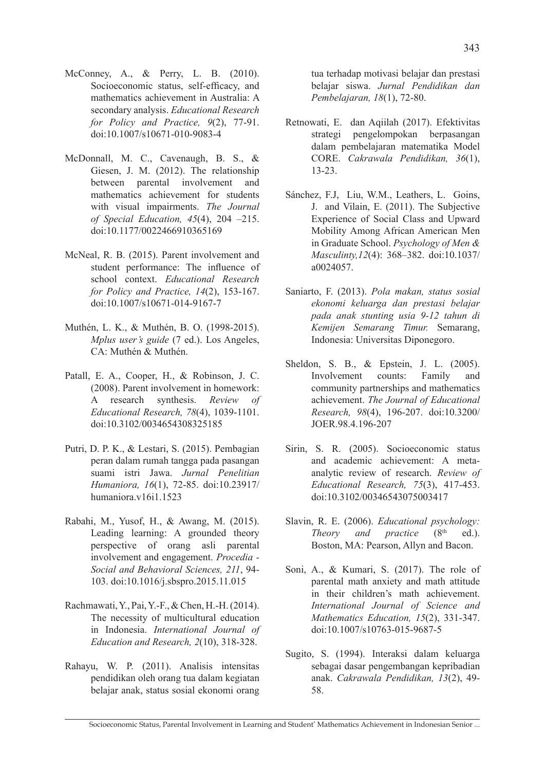McConney, A., & Perry, L. B. (2010). Socioeconomic status, self-efficacy, and mathematics achievement in Australia: A secondary analysis. *Educational Research for Policy and Practice, 9*(2), 77-91. doi:10.1007/s10671-010-9083-4

McDonnall, M. C., Cavenaugh, B. S., & Giesen, J. M. (2012). The relationship between parental involvement and mathematics achievement for students with visual impairments. *The Journal of Special Education, 45*(4), 204 –215. doi:10.1177/0022466910365169

McNeal, R. B. (2015). Parent involvement and student performance: The influence of school context. *Educational Research for Policy and Practice, 14*(2), 153-167. doi:10.1007/s10671-014-9167-7

Muthén, L. K., & Muthén, B. O. (1998-2015). *Mplus user's guide* (7 ed.). Los Angeles, CA: Muthén & Muthén.

Patall, E. A., Cooper, H., & Robinson, J. C. (2008). Parent involvement in homework: A research synthesis. *Review of Educational Research, 78*(4), 1039-1101. doi:10.3102/0034654308325185

Putri, D. P. K., & Lestari, S. (2015). Pembagian peran dalam rumah tangga pada pasangan suami istri Jawa. *Jurnal Penelitian Humaniora, 16*(1), 72-85. doi:10.23917/humaniora.v16i1.1523

Rabahi, M., Yusof, H., & Awang, M. (2015). Leading learning: A grounded theory perspective of orang asli parental involvement and engagement. *Procedia - Social and Behavioral Sciences, 211*, 94-103. doi:10.1016/j.sbspro.2015.11.015

Rachmawati, Y., Pai, Y.-F., & Chen, H.-H. (2014). The necessity of multicultural education in Indonesia. *International Journal of Education and Research, 2*(10), 318-328.

Rahayu, W. P. (2011). Analisis intensitas pendidikan oleh orang tua dalam kegiatan belajar anak, status sosial ekonomi orang tua terhadap motivasi belajar dan prestasi belajar siswa. *Jurnal Pendidikan dan Pembelajaran, 18*(1), 72-80.

Retnowati, E. dan Aqiilah (2017). Efektivitas strategi pengelompokan berpasangan dalam pembelajaran matematika Model CORE. *Cakrawala Pendidikan, 36*(1), 13-23.

Sánchez, F.J, Liu, W.M., Leathers, L. Goins, J. and Vilain, E. (2011). The Subjective Experience of Social Class and Upward Mobility Among African American Men in Graduate School. *Psychology of Men & Masculinty,12*(4): 368–382. doi:10.1037/a0024057.

Saniarto, F. (2013). *Pola makan, status sosial ekonomi keluarga dan prestasi belajar pada anak stunting usia 9-12 tahun di Kemijen Semarang Timur.* Semarang, Indonesia: Universitas Diponegoro.

Sheldon, S. B., & Epstein, J. L. (2005). Involvement counts: Family and community partnerships and mathematics achievement. *The Journal of Educational Research, 98*(4), 196-207. doi:10.3200/JOER.98.4.196-207

Sirin, S. R. (2005). Socioeconomic status and academic achievement: A meta-analytic review of research. *Review of Educational Research, 75*(3), 417-453. doi:10.3102/00346543075003417

Slavin, R. E. (2006). *Educational psychology: Theory and practice* (8th ed.). Boston, MA: Pearson, Allyn and Bacon.

Soni, A., & Kumari, S. (2017). The role of parental math anxiety and math attitude in their children's math achievement. *International Journal of Science and Mathematics Education, 15*(2), 331-347. doi:10.1007/s10763-015-9687-5

Sugito, S. (1994). Interaksi dalam keluarga sebagai dasar pengembangan kepribadian anak. *Cakrawala Pendidikan, 13*(2), 49-58.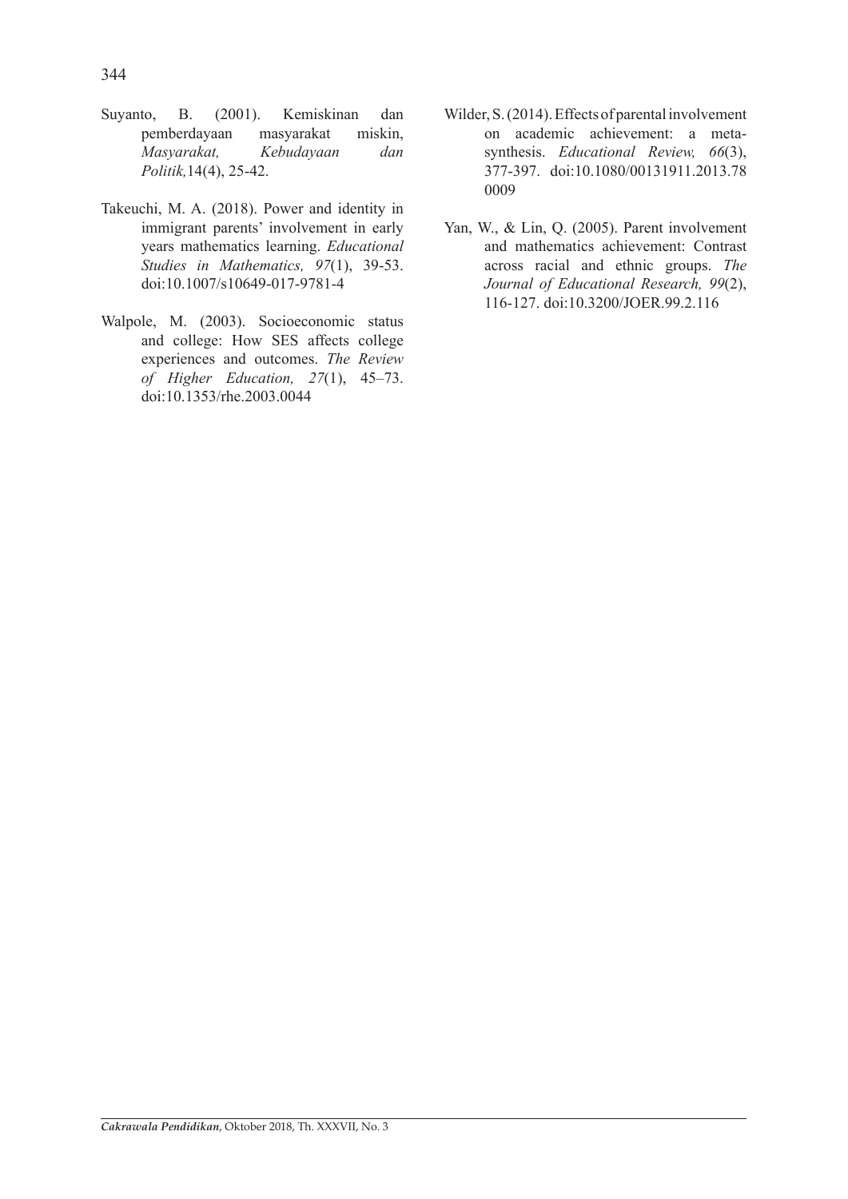Suyanto, B. (2001). Kemiskinan dan pemberdayaan masyarakat miskin, *Masyarakat, Kebudayaan dan Politik,*14(4), 25-42.

Takeuchi, M. A. (2018). Power and identity in immigrant parents' involvement in early years mathematics learning. *Educational Studies in Mathematics, 97*(1), 39-53. doi:10.1007/s10649-017-9781-4

Walpole, M. (2003). Socioeconomic status and college: How SES affects college experiences and outcomes. *The Review of Higher Education, 27*(1), 45–73. doi:10.1353/rhe.2003.0044

Wilder, S. (2014). Effects of parental involvement on academic achievement: a meta-synthesis. *Educational Review, 66*(3), 377-397. doi:10.1080/00131911.2013.780009

Yan, W., & Lin, Q. (2005). Parent involvement and mathematics achievement: Contrast across racial and ethnic groups. *The Journal of Educational Research, 99*(2), 116-127. doi:10.3200/JOER.99.2.116